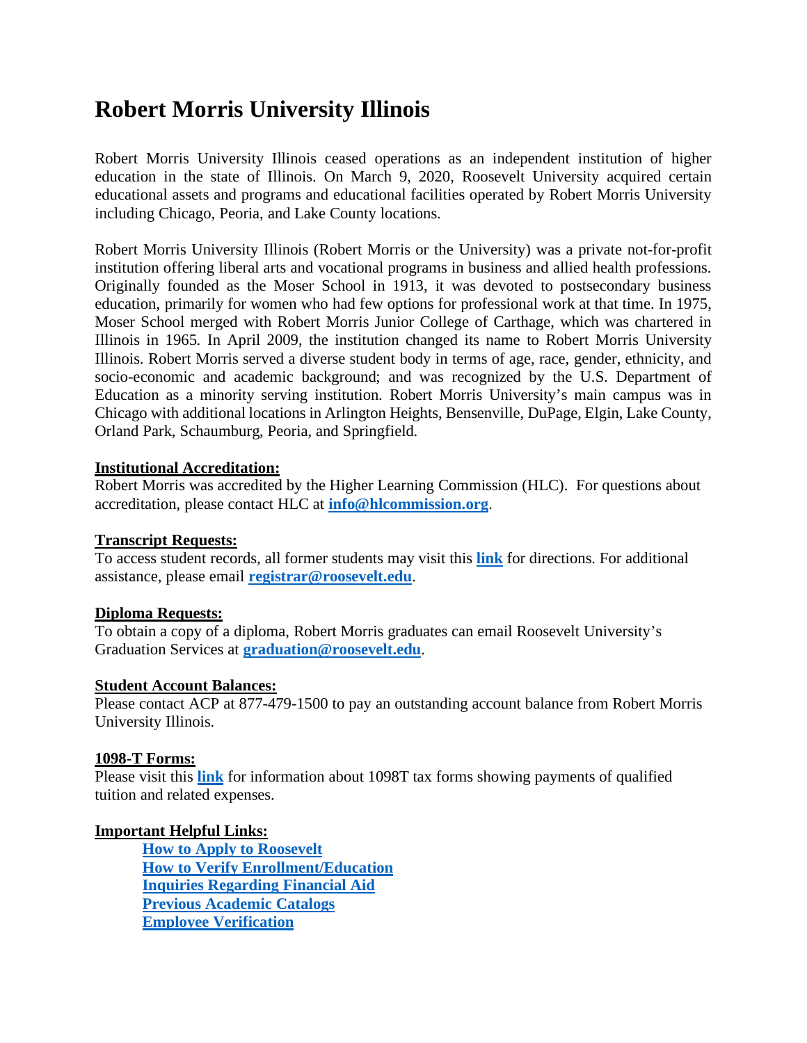# Robert Morris University Illinois

Robert Morris University Illinois ceased operations as an independent institution of higher education in the state of Illinois. On March 9, 2020, Roosevelt University acquired certain educational assets and programs and educational facilities operated by Robert Morris University including Chicago, Peoria, and Lake County locations.

Robert Morris University Illinois (Robert Morris or the University) was a private not-for-profit institution offering liberal arts and vocational programs in business and allied health professions. Originally founded as the Moser School in 1913, it was devoted to postsecondary business education, primarily for women who had few options for professional work at that time. In 1975, Moser School merged with Robert Morris Junior College of Carthage, which was chartered in Illinois in 1965. In April 2009, the institution changed its name to Robert Morris University Illinois. Robert Morris served a diverse student body in terms of age, race, gender, ethnicity, and socio-economic and academic background; and was recognized by the U.S. Department of Education as a minority serving institution. Robert Morris University's main campus was in Chicago with additional locations in Arlington Heights, Bensenville, DuPage, Elgin, Lake County, Orland Park, Schaumburg, Peoria, and Springfield.

**Institutional Accreditation:**
Robert Morris was accredited by the Higher Learning Commission (HLC). For questions about accreditation, please contact HLC at **info@hlcommission.org**.

**Transcript Requests:**
To access student records, all former students may visit this **link** for directions. For additional assistance, please email **registrar@roosevelt.edu**.

**Diploma Requests:**
To obtain a copy of a diploma, Robert Morris graduates can email Roosevelt University's Graduation Services at **graduation@roosevelt.edu**.

**Student Account Balances:**
Please contact ACP at 877-479-1500 to pay an outstanding account balance from Robert Morris University Illinois.

**1098-T Forms:**
Please visit this **link** for information about 1098T tax forms showing payments of qualified tuition and related expenses.

**Important Helpful Links:**

- **How to Apply to Roosevelt**
- **How to Verify Enrollment/Education**
- **Inquiries Regarding Financial Aid**
- **Previous Academic Catalogs**
- **Employee Verification**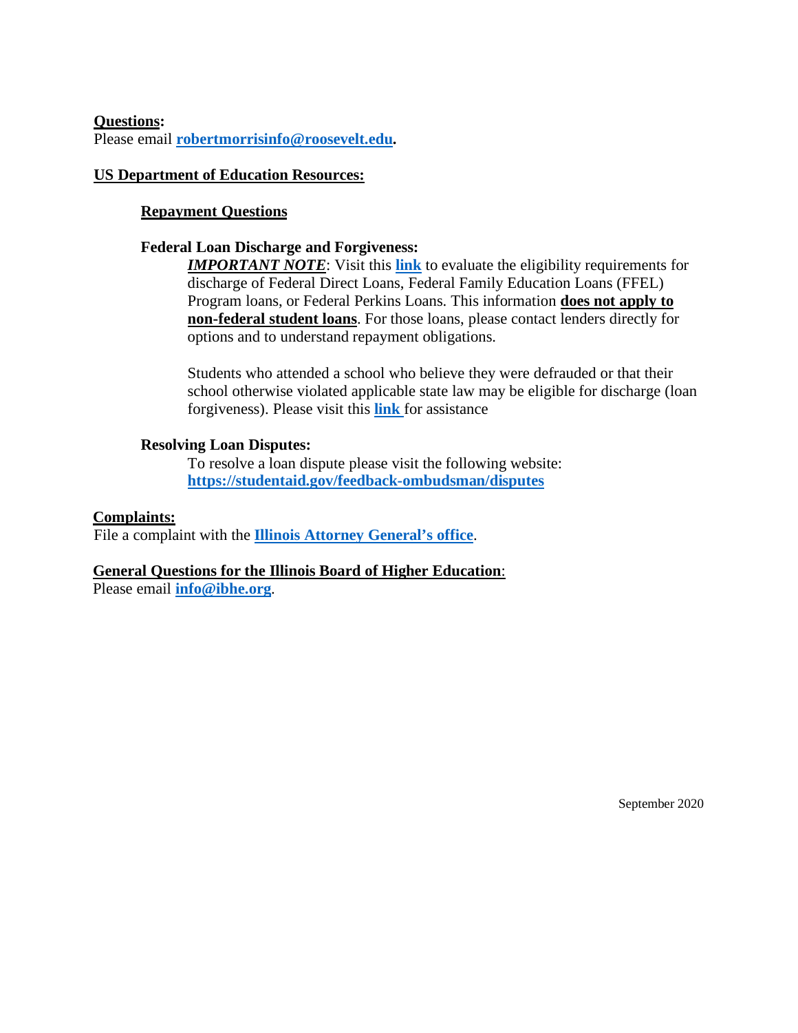**Questions:**
Please email **robertmorrisinfo@roosevelt.edu.**

**US Department of Education Resources:**

**Repayment Questions**

**Federal Loan Discharge and Forgiveness:**

***IMPORTANT NOTE***: Visit this **link** to evaluate the eligibility requirements for discharge of Federal Direct Loans, Federal Family Education Loans (FFEL) Program loans, or Federal Perkins Loans. This information **does not apply to non-federal student loans**. For those loans, please contact lenders directly for options and to understand repayment obligations.

Students who attended a school who believe they were defrauded or that their school otherwise violated applicable state law may be eligible for discharge (loan forgiveness). Please visit this **link** for assistance

**Resolving Loan Disputes:**

To resolve a loan dispute please visit the following website: **https://studentaid.gov/feedback-ombudsman/disputes**

**Complaints:**
File a complaint with the **Illinois Attorney General's office**.

**General Questions for the Illinois Board of Higher Education**:
Please email **info@ibhe.org**.

September 2020